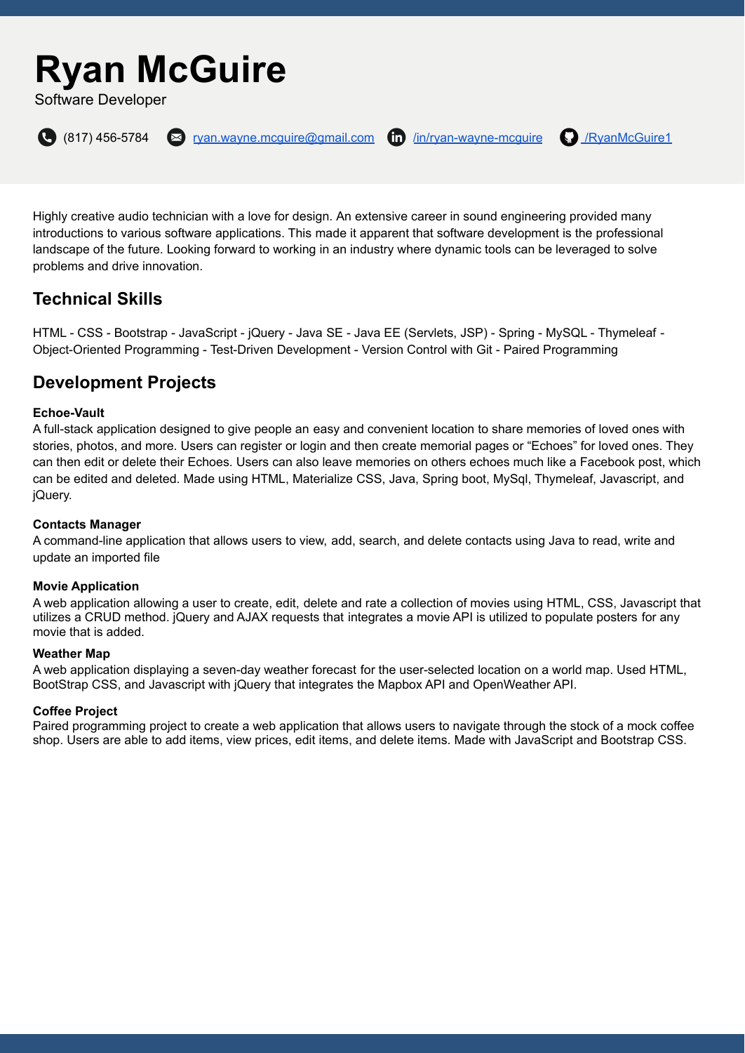# Ryan McGuire

Software Developer

(817) 456-5784 | [ryan.wayne.mcguire@gmail.com](mailto:ryan.wayne.mcguire@gmail.com) | [/in/ryan-wayne-mcguire](https://linkedin.com/in/ryan-wayne-mcguire) | [/RyanMcGuire1](https://github.com/RyanMcGuire1)

Highly creative audio technician with a love for design. An extensive career in sound engineering provided many introductions to various software applications. This made it apparent that software development is the professional landscape of the future. Looking forward to working in an industry where dynamic tools can be leveraged to solve problems and drive innovation.

## Technical Skills

HTML - CSS - Bootstrap - JavaScript - jQuery - Java SE - Java EE (Servlets, JSP) - Spring - MySQL - Thymeleaf - Object-Oriented Programming - Test-Driven Development - Version Control with Git - Paired Programming

## Development Projects

**Echoe-Vault**
A full-stack application designed to give people an easy and convenient location to share memories of loved ones with stories, photos, and more. Users can register or login and then create memorial pages or "Echoes" for loved ones. They can then edit or delete their Echoes. Users can also leave memories on others echoes much like a Facebook post, which can be edited and deleted. Made using HTML, Materialize CSS, Java, Spring boot, MySql, Thymeleaf, Javascript, and jQuery.

**Contacts Manager**
A command-line application that allows users to view, add, search, and delete contacts using Java to read, write and update an imported file

**Movie Application**
A web application allowing a user to create, edit, delete and rate a collection of movies using HTML, CSS, Javascript that utilizes a CRUD method. jQuery and AJAX requests that integrates a movie API is utilized to populate posters for any movie that is added.

**Weather Map**
A web application displaying a seven-day weather forecast for the user-selected location on a world map. Used HTML, BootStrap CSS, and Javascript with jQuery that integrates the Mapbox API and OpenWeather API.

**Coffee Project**
Paired programming project to create a web application that allows users to navigate through the stock of a mock coffee shop. Users are able to add items, view prices, edit items, and delete items. Made with JavaScript and Bootstrap CSS.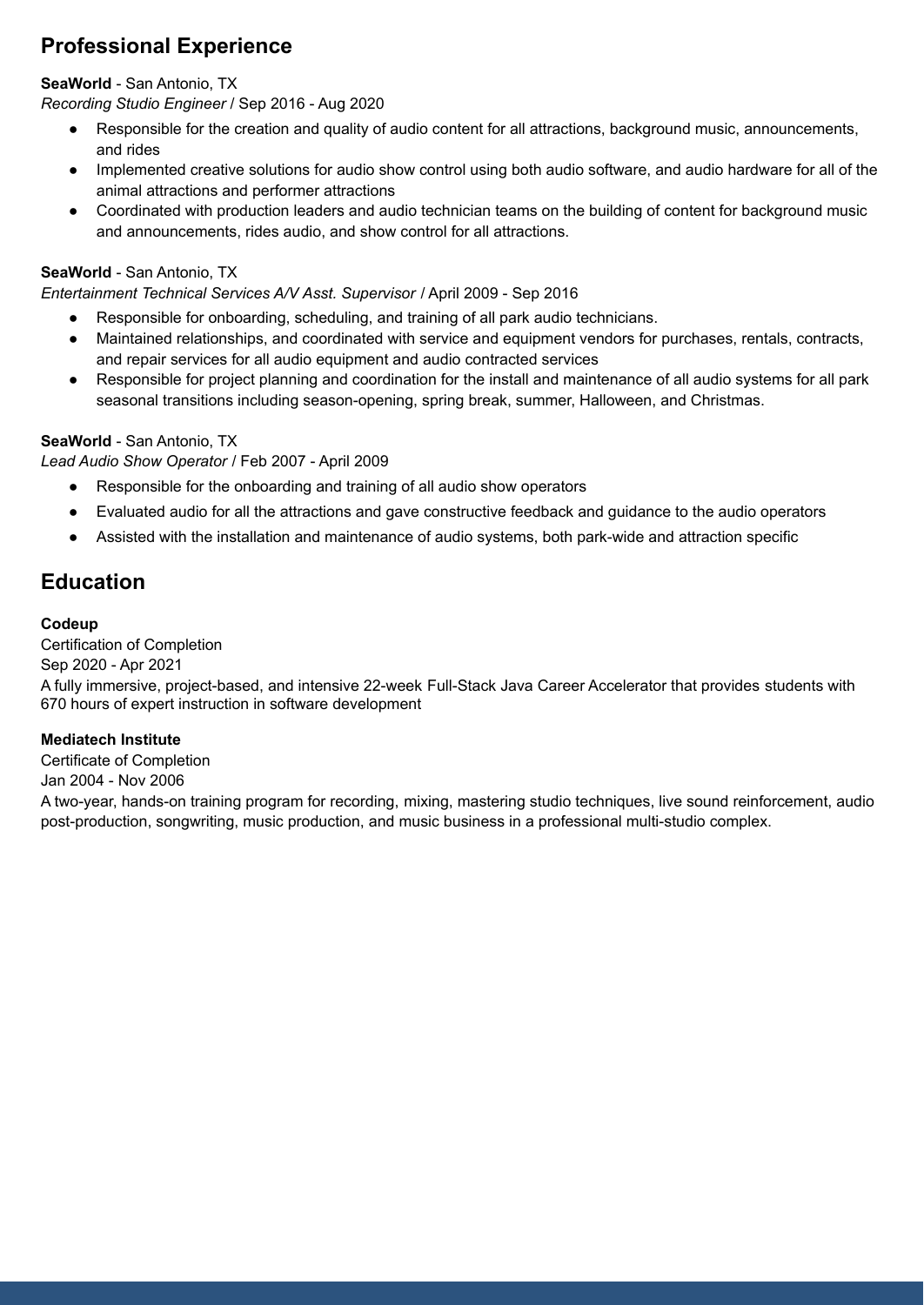## Professional Experience

**SeaWorld** - San Antonio, TX
*Recording Studio Engineer* / Sep 2016 - Aug 2020

- Responsible for the creation and quality of audio content for all attractions, background music, announcements, and rides
- Implemented creative solutions for audio show control using both audio software, and audio hardware for all of the animal attractions and performer attractions
- Coordinated with production leaders and audio technician teams on the building of content for background music and announcements, rides audio, and show control for all attractions.

**SeaWorld** - San Antonio, TX
*Entertainment Technical Services A/V Asst. Supervisor* / April 2009 - Sep 2016

- Responsible for onboarding, scheduling, and training of all park audio technicians.
- Maintained relationships, and coordinated with service and equipment vendors for purchases, rentals, contracts, and repair services for all audio equipment and audio contracted services
- Responsible for project planning and coordination for the install and maintenance of all audio systems for all park seasonal transitions including season-opening, spring break, summer, Halloween, and Christmas.

**SeaWorld** - San Antonio, TX
*Lead Audio Show Operator* / Feb 2007 - April 2009

- Responsible for the onboarding and training of all audio show operators
- Evaluated audio for all the attractions and gave constructive feedback and guidance to the audio operators
- Assisted with the installation and maintenance of audio systems, both park-wide and attraction specific

## Education

**Codeup**
Certification of Completion
Sep 2020 - Apr 2021
A fully immersive, project-based, and intensive 22-week Full-Stack Java Career Accelerator that provides students with 670 hours of expert instruction in software development

**Mediatech Institute**
Certificate of Completion
Jan 2004 - Nov 2006
A two-year, hands-on training program for recording, mixing, mastering studio techniques, live sound reinforcement, audio post-production, songwriting, music production, and music business in a professional multi-studio complex.